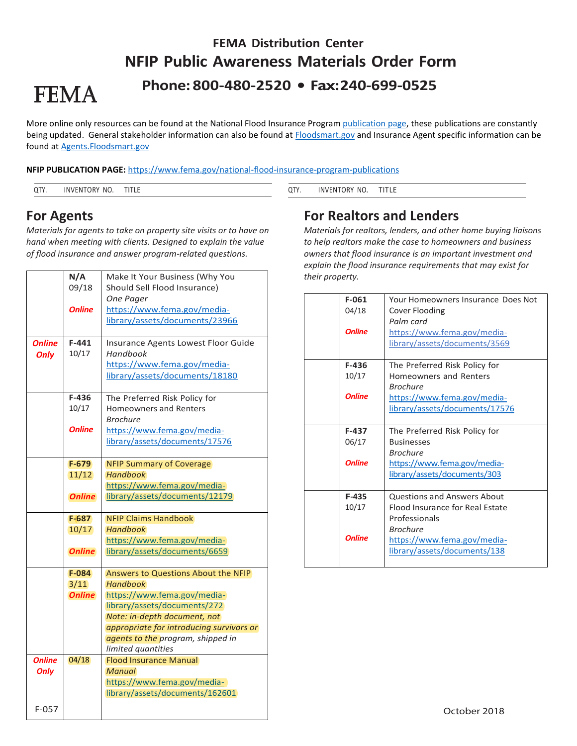# FEMA Distribution Center

## NFIP Public Awareness Materials Order Form

### Phone: 800-480-2520 • Fax: 240-699-0525

FEMA

More online only resources can be found at the National Flood Insurance Program publication page, these publications are constantly being updated. General stakeholder information can also be found at Floodsmart.gov and Insurance Agent specific information can be found at Agents.Floodsmart.gov

**NFIP PUBLICATION PAGE:** https://www.fema.gov/national-flood-insurance-program-publications

## For Agents

*Materials for agents to take on property site visits or to have on hand when meeting with clients. Designed to explain the value of flood insurance and answer program-related questions.*

| QTY. | INVENTORY NO. | TITLE |
|---|---|---|
| | **N/A** 09/18 ***Online*** | Make It Your Business (Why You Should Sell Flood Insurance) *One Pager* https://www.fema.gov/media-library/assets/documents/23966 |
| ***Online Only*** | **F-441** 10/17 | Insurance Agents Lowest Floor Guide *Handbook* https://www.fema.gov/media-library/assets/documents/18180 |
| | **F-436** 10/17 ***Online*** | The Preferred Risk Policy for Homeowners and Renters *Brochure* https://www.fema.gov/media-library/assets/documents/17576 |
| | **F-679** 11/12 ***Online*** | NFIP Summary of Coverage *Handbook* https://www.fema.gov/media-library/assets/documents/12179 |
| | **F-687** 10/17 ***Online*** | NFIP Claims Handbook *Handbook* https://www.fema.gov/media-library/assets/documents/6659 |
| | **F-084** 3/11 ***Online*** | Answers to Questions About the NFIP *Handbook* https://www.fema.gov/media-library/assets/documents/272 *Note: in-depth document, not appropriate for introducing survivors or agents to the program, shipped in limited quantities* |
| ***Online Only*** | 04/18 | Flood Insurance Manual *Manual* https://www.fema.gov/media-library/assets/documents/162601 |

## For Realtors and Lenders

*Materials for realtors, lenders, and other home buying liaisons to help realtors make the case to homeowners and business owners that flood insurance is an important investment and explain the flood insurance requirements that may exist for their property.*

| QTY. | INVENTORY NO. | TITLE |
|---|---|---|
| | **F-061** 04/18 ***Online*** | Your Homeowners Insurance Does Not Cover Flooding *Palm card* https://www.fema.gov/media-library/assets/documents/3569 |
| | **F-436** 10/17 ***Online*** | The Preferred Risk Policy for Homeowners and Renters *Brochure* https://www.fema.gov/media-library/assets/documents/17576 |
| | **F-437** 06/17 ***Online*** | The Preferred Risk Policy for Businesses *Brochure* https://www.fema.gov/media-library/assets/documents/303 |
| | **F-435** 10/17 ***Online*** | Questions and Answers About Flood Insurance for Real Estate Professionals *Brochure* https://www.fema.gov/media-library/assets/documents/138 |

F-057

October 2018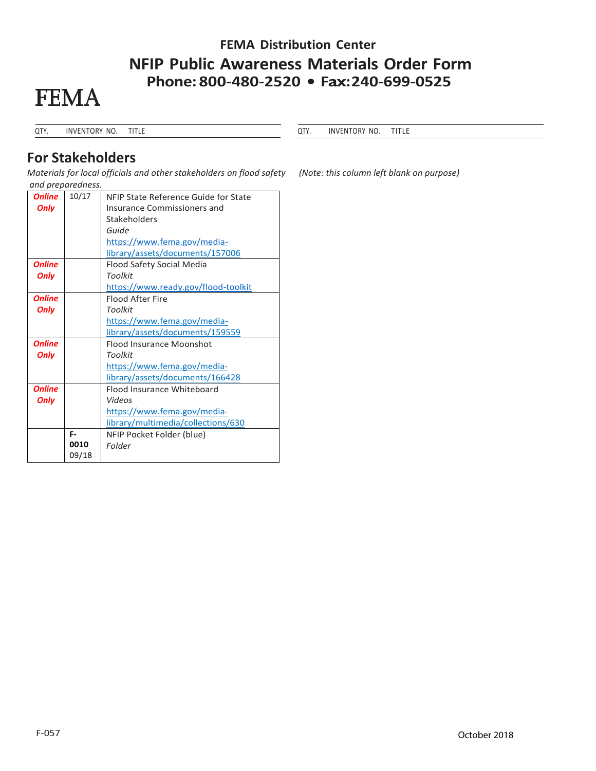# FEMA Distribution Center

## NFIP Public Awareness Materials Order Form

**Phone: 800-480-2520 • Fax: 240-699-0525**

FEMA

## For Stakeholders

*Materials for local officials and other stakeholders on flood safety and preparedness.*

| QTY. | INVENTORY NO. | TITLE |
|---|---|---|
| ***Online Only*** | 10/17 | NFIP State Reference Guide for State Insurance Commissioners and Stakeholders *Guide* https://www.fema.gov/media-library/assets/documents/157006 |
| ***Online Only*** | | Flood Safety Social Media *Toolkit* https://www.ready.gov/flood-toolkit |
| ***Online Only*** | | Flood After Fire *Toolkit* https://www.fema.gov/media-library/assets/documents/159559 |
| ***Online Only*** | | Flood Insurance Moonshot *Toolkit* https://www.fema.gov/media-library/assets/documents/166428 |
| ***Online Only*** | | Flood Insurance Whiteboard *Videos* https://www.fema.gov/media-library/multimedia/collections/630 |
| | **F-0010** 09/18 | NFIP Pocket Folder (blue) *Folder* |

| QTY. | INVENTORY NO. | TITLE |
|---|---|---|

*(Note: this column left blank on purpose)*

F-057

October 2018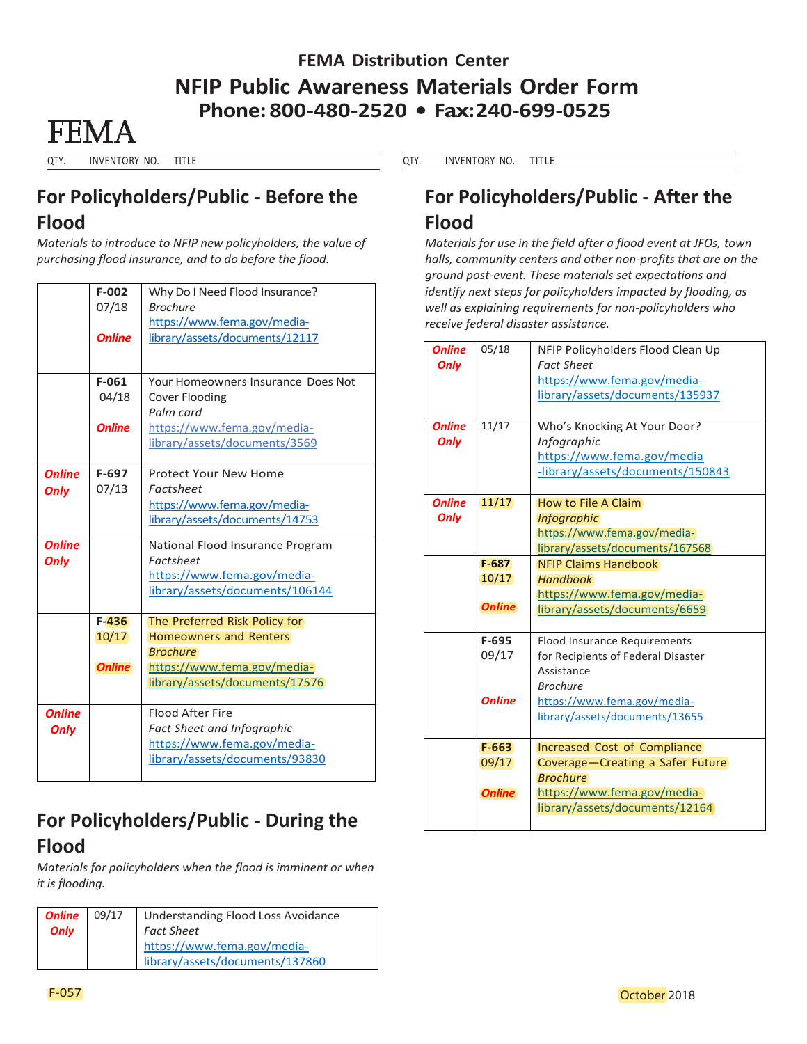FEMA Distribution Center

# NFIP Public Awareness Materials Order Form

**Phone: 800-480-2520 • Fax: 240-699-0525**

FEMA

## For Policyholders/Public - Before the Flood

*Materials to introduce to NFIP new policyholders, the value of purchasing flood insurance, and to do before the flood.*

| QTY. | INVENTORY NO. | TITLE |
|---|---|---|
| | **F-002** 07/18 ***Online*** | Why Do I Need Flood Insurance? *Brochure* https://www.fema.gov/media-library/assets/documents/12117 |
| | **F-061** 04/18 ***Online*** | Your Homeowners Insurance Does Not Cover Flooding *Palm card* https://www.fema.gov/media-library/assets/documents/3569 |
| ***Online Only*** | **F-697** 07/13 | Protect Your New Home *Factsheet* https://www.fema.gov/media-library/assets/documents/14753 |
| ***Online Only*** | | National Flood Insurance Program *Factsheet* https://www.fema.gov/media-library/assets/documents/106144 |
| | **F-436** 10/17 ***Online*** | The Preferred Risk Policy for Homeowners and Renters *Brochure* https://www.fema.gov/media-library/assets/documents/17576 |
| ***Online Only*** | | Flood After Fire *Fact Sheet and Infographic* https://www.fema.gov/media-library/assets/documents/93830 |

## For Policyholders/Public - During the Flood

*Materials for policyholders when the flood is imminent or when it is flooding.*

| QTY. | INVENTORY NO. | TITLE |
|---|---|---|
| ***Online Only*** | 09/17 | Understanding Flood Loss Avoidance *Fact Sheet* https://www.fema.gov/media-library/assets/documents/137860 |

## For Policyholders/Public - After the Flood

*Materials for use in the field after a flood event at JFOs, town halls, community centers and other non-profits that are on the ground post-event. These materials set expectations and identify next steps for policyholders impacted by flooding, as well as explaining requirements for non-policyholders who receive federal disaster assistance.*

| QTY. | INVENTORY NO. | TITLE |
|---|---|---|
| ***Online Only*** | 05/18 | NFIP Policyholders Flood Clean Up *Fact Sheet* https://www.fema.gov/media-library/assets/documents/135937 |
| ***Online Only*** | 11/17 | Who's Knocking At Your Door? *Infographic* https://www.fema.gov/media-library/assets/documents/150843 |
| ***Online Only*** | 11/17 | How to File A Claim *Infographic* https://www.fema.gov/media-library/assets/documents/167568 |
| | **F-687** 10/17 ***Online*** | NFIP Claims Handbook *Handbook* https://www.fema.gov/media-library/assets/documents/6659 |
| | **F-695** 09/17 ***Online*** | Flood Insurance Requirements for Recipients of Federal Disaster Assistance *Brochure* https://www.fema.gov/media-library/assets/documents/13655 |
| | **F-663** 09/17 ***Online*** | Increased Cost of Compliance Coverage—Creating a Safer Future *Brochure* https://www.fema.gov/media-library/assets/documents/12164 |

F-057

October 2018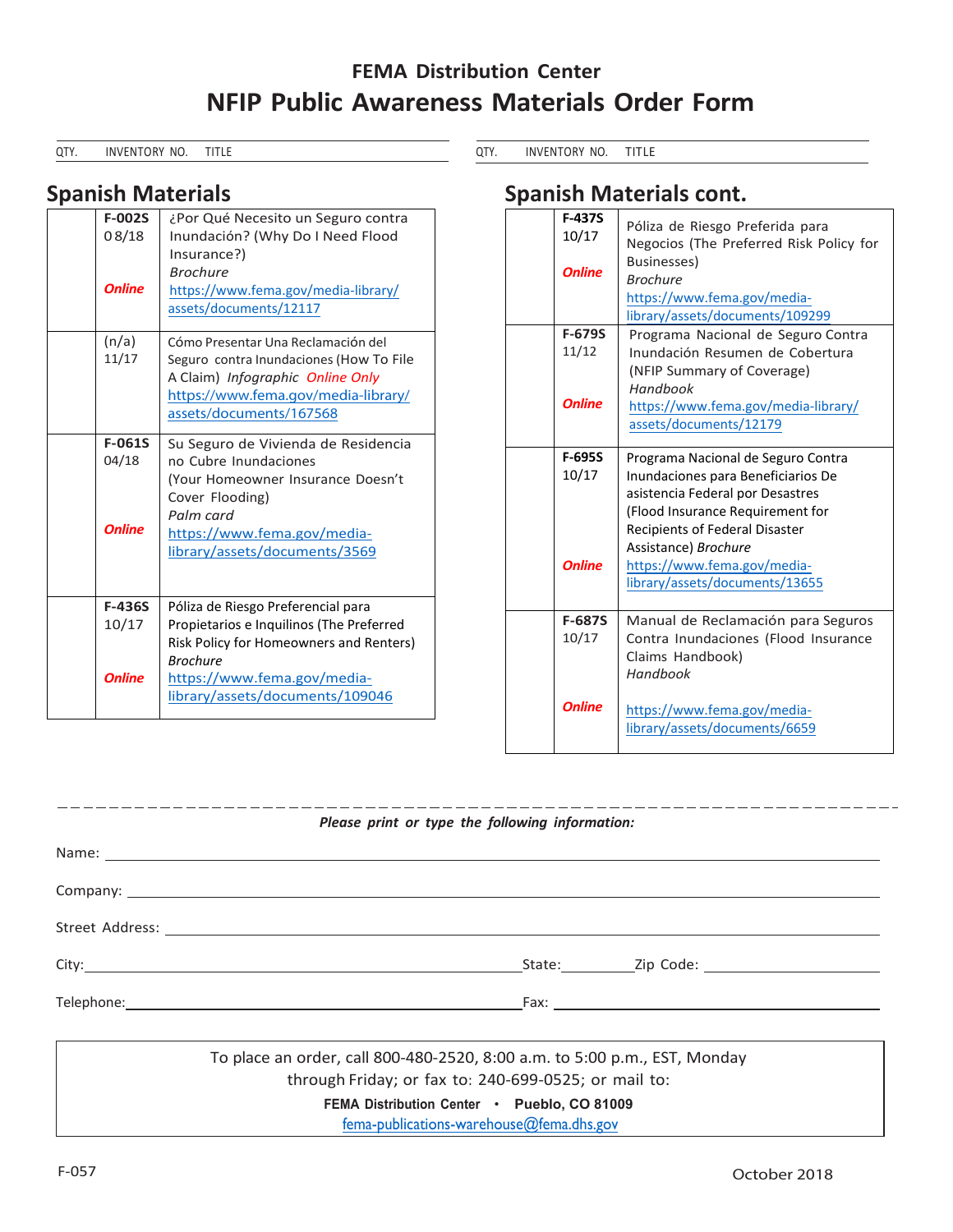# FEMA Distribution Center

## NFIP Public Awareness Materials Order Form

### Spanish Materials

| QTY. | INVENTORY NO. | TITLE |
|---|---|---|
| | **F-002S** 08/18 ***Online*** | ¿Por Qué Necesito un Seguro contra Inundación? (Why Do I Need Flood Insurance?) *Brochure* https://www.fema.gov/media-library/assets/documents/12117 |
| | (n/a) 11/17 | Cómo Presentar Una Reclamación del Seguro contra Inundaciones (How To File A Claim) *Infographic* *Online Only* https://www.fema.gov/media-library/assets/documents/167568 |
| | **F-061S** 04/18 ***Online*** | Su Seguro de Vivienda de Residencia no Cubre Inundaciones (Your Homeowner Insurance Doesn't Cover Flooding) *Palm card* https://www.fema.gov/media-library/assets/documents/3569 |
| | **F-436S** 10/17 ***Online*** | Póliza de Riesgo Preferencial para Propietarios e Inquilinos (The Preferred Risk Policy for Homeowners and Renters) *Brochure* https://www.fema.gov/media-library/assets/documents/109046 |

### Spanish Materials cont.

| QTY. | INVENTORY NO. | TITLE |
|---|---|---|
| | **F-437S** 10/17 ***Online*** | Póliza de Riesgo Preferida para Negocios (The Preferred Risk Policy for Businesses) *Brochure* https://www.fema.gov/media-library/assets/documents/109299 |
| | **F-679S** 11/12 ***Online*** | Programa Nacional de Seguro Contra Inundación Resumen de Cobertura (NFIP Summary of Coverage) *Handbook* https://www.fema.gov/media-library/assets/documents/12179 |
| | **F-695S** 10/17 ***Online*** | Programa Nacional de Seguro Contra Inundaciones para Beneficiarios De asistencia Federal por Desastres (Flood Insurance Requirement for Recipients of Federal Disaster Assistance) *Brochure* https://www.fema.gov/media-library/assets/documents/13655 |
| | **F-687S** 10/17 ***Online*** | Manual de Reclamación para Seguros Contra Inundaciones (Flood Insurance Claims Handbook) *Handbook* https://www.fema.gov/media-library/assets/documents/6659 |

***Please print or type the following information:***

Name: ______________________________

Company: ______________________________

Street Address: ______________________________

City: ____________________ State: ________ Zip Code: ____________

Telephone: ____________________ Fax: ____________________

To place an order, call 800-480-2520, 8:00 a.m. to 5:00 p.m., EST, Monday through Friday; or fax to: 240-699-0525; or mail to:

**FEMA Distribution Center • Pueblo, CO 81009**

fema-publications-warehouse@fema.dhs.gov

F-057

October 2018